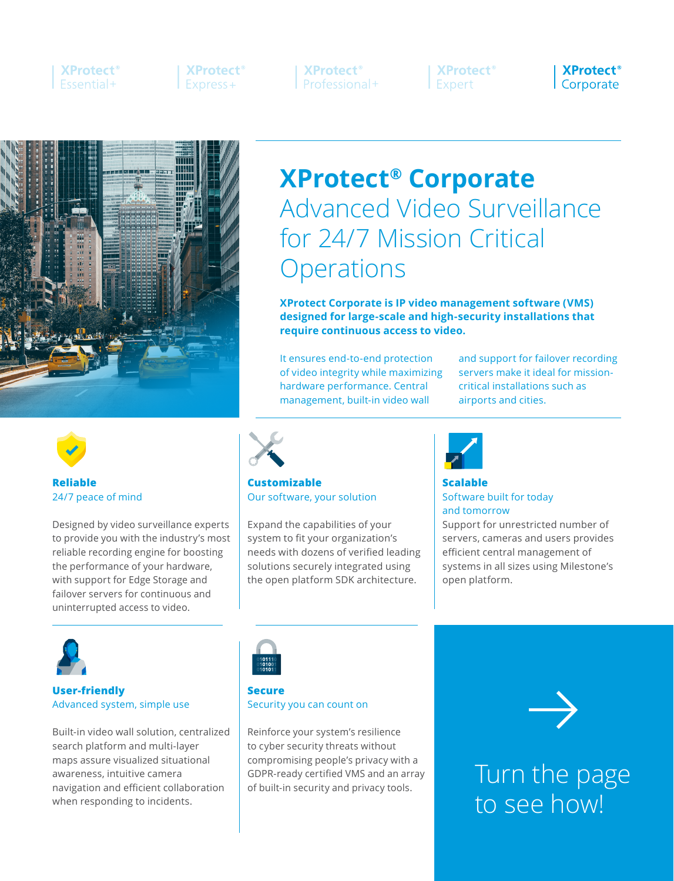XProtect® Essential+ | XProtect® Express+ | XProtect® Professional+ | XProtect® Expert | **XProtect® Corporate**

# XProtect® Corporate

## Advanced Video Surveillance for 24/7 Mission Critical Operations

**XProtect Corporate is IP video management software (VMS) designed for large-scale and high-security installations that require continuous access to video.**

It ensures end-to-end protection of video integrity while maximizing hardware performance. Central management, built-in video wall and support for failover recording servers make it ideal for mission-critical installations such as airports and cities.

### Reliable
24/7 peace of mind

Designed by video surveillance experts to provide you with the industry's most reliable recording engine for boosting the performance of your hardware, with support for Edge Storage and failover servers for continuous and uninterrupted access to video.

### Customizable
Our software, your solution

Expand the capabilities of your system to fit your organization's needs with dozens of verified leading solutions securely integrated using the open platform SDK architecture.

### Scalable
Software built for today and tomorrow

Support for unrestricted number of servers, cameras and users provides efficient central management of systems in all sizes using Milestone's open platform.

### User-friendly
Advanced system, simple use

Built-in video wall solution, centralized search platform and multi-layer maps assure visualized situational awareness, intuitive camera navigation and efficient collaboration when responding to incidents.

### Secure
Security you can count on

Reinforce your system's resilience to cyber security threats without compromising people's privacy with a GDPR-ready certified VMS and an array of built-in security and privacy tools.

→

Turn the page to see how!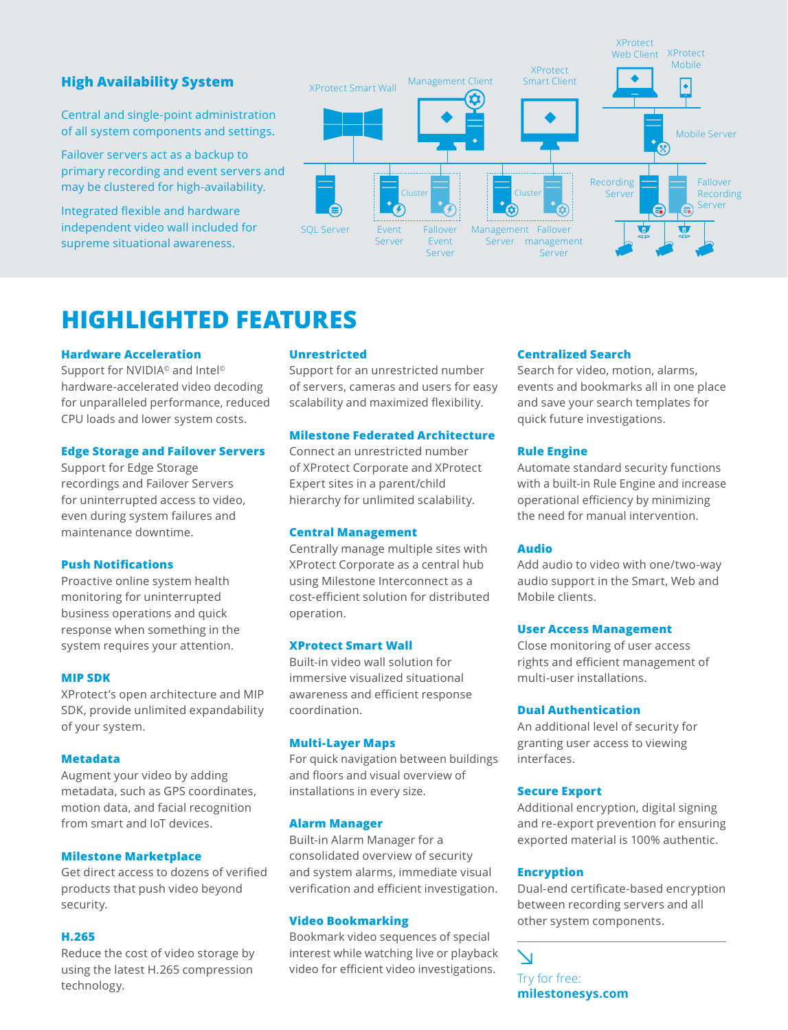## High Availability System

Central and single-point administration of all system components and settings.

Failover servers act as a backup to primary recording and event servers and may be clustered for high-availability.

Integrated flexible and hardware independent video wall included for supreme situational awareness.

XProtect Smart Wall
Management Client
XProtect Smart Client
XProtect Web Client
XProtect Mobile
Mobile Server
SQL Server
Cluster
Event Server
Failover Event Server
Cluster
Management Server
Failover management Server
Recording Server
Failover Recording Server

# HIGHLIGHTED FEATURES

### Hardware Acceleration
Support for NVIDIA© and Intel© hardware-accelerated video decoding for unparalleled performance, reduced CPU loads and lower system costs.

### Edge Storage and Failover Servers
Support for Edge Storage recordings and Failover Servers for uninterrupted access to video, even during system failures and maintenance downtime.

### Push Notifications
Proactive online system health monitoring for uninterrupted business operations and quick response when something in the system requires your attention.

### MIP SDK
XProtect's open architecture and MIP SDK, provide unlimited expandability of your system.

### Metadata
Augment your video by adding metadata, such as GPS coordinates, motion data, and facial recognition from smart and IoT devices.

### Milestone Marketplace
Get direct access to dozens of verified products that push video beyond security.

### H.265
Reduce the cost of video storage by using the latest H.265 compression technology.

### Unrestricted
Support for an unrestricted number of servers, cameras and users for easy scalability and maximized flexibility.

### Milestone Federated Architecture
Connect an unrestricted number of XProtect Corporate and XProtect Expert sites in a parent/child hierarchy for unlimited scalability.

### Central Management
Centrally manage multiple sites with XProtect Corporate as a central hub using Milestone Interconnect as a cost-efficient solution for distributed operation.

### XProtect Smart Wall
Built-in video wall solution for immersive visualized situational awareness and efficient response coordination.

### Multi-Layer Maps
For quick navigation between buildings and floors and visual overview of installations in every size.

### Alarm Manager
Built-in Alarm Manager for a consolidated overview of security and system alarms, immediate visual verification and efficient investigation.

### Video Bookmarking
Bookmark video sequences of special interest while watching live or playback video for efficient video investigations.

### Centralized Search
Search for video, motion, alarms, events and bookmarks all in one place and save your search templates for quick future investigations.

### Rule Engine
Automate standard security functions with a built-in Rule Engine and increase operational efficiency by minimizing the need for manual intervention.

### Audio
Add audio to video with one/two-way audio support in the Smart, Web and Mobile clients.

### User Access Management
Close monitoring of user access rights and efficient management of multi-user installations.

### Dual Authentication
An additional level of security for granting user access to viewing interfaces.

### Secure Export
Additional encryption, digital signing and re-export prevention for ensuring exported material is 100% authentic.

### Encryption
Dual-end certificate-based encryption between recording servers and all other system components.

Try for free:
**milestonesys.com**